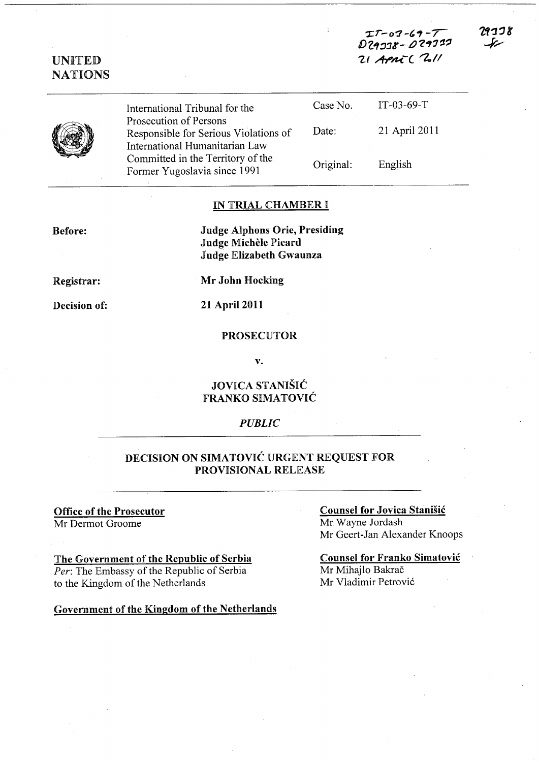IT-03-69-T
D29338 - D29333
21 April 2011

29338

UNITED NATIONS

| International Tribunal for the Prosecution of Persons Responsible for Serious Violations of International Humanitarian Law Committed in the Territory of the Former Yugoslavia since 1991 | Case No. | IT-03-69-T |
| --- | --- | --- |
| | Date: | 21 April 2011 |
| | Original: | English |

## IN TRIAL CHAMBER I

**Before:** **Judge Alphons Orie, Presiding**
**Judge Michèle Picard**
**Judge Elizabeth Gwaunza**

**Registrar:** **Mr John Hocking**

**Decision of:** **21 April 2011**

**PROSECUTOR**

**v.**

**JOVICA STANIŠIĆ**
**FRANKO SIMATOVIĆ**

***PUBLIC***

## DECISION ON SIMATOVIĆ URGENT REQUEST FOR PROVISIONAL RELEASE

**Office of the Prosecutor**
Mr Dermot Groome

**The Government of the Republic of Serbia**
*Per*: The Embassy of the Republic of Serbia to the Kingdom of the Netherlands

**Government of the Kingdom of the Netherlands**

**Counsel for Jovica Stanišić**
Mr Wayne Jordash
Mr Geert-Jan Alexander Knoops

**Counsel for Franko Simatović**
Mr Mihajlo Bakrač
Mr Vladimir Petrović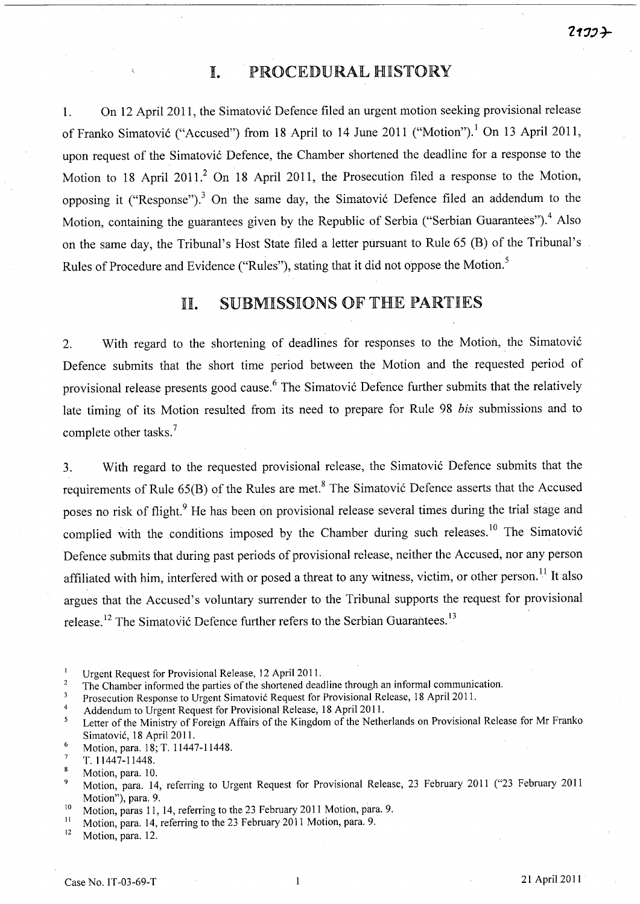# I. PROCEDURAL HISTORY

1. On 12 April 2011, the Simatović Defence filed an urgent motion seeking provisional release of Franko Simatović ("Accused") from 18 April to 14 June 2011 ("Motion").[1] On 13 April 2011, upon request of the Simatović Defence, the Chamber shortened the deadline for a response to the Motion to 18 April 2011.[2] On 18 April 2011, the Prosecution filed a response to the Motion, opposing it ("Response").[3] On the same day, the Simatović Defence filed an addendum to the Motion, containing the guarantees given by the Republic of Serbia ("Serbian Guarantees").[4] Also on the same day, the Tribunal's Host State filed a letter pursuant to Rule 65 (B) of the Tribunal's Rules of Procedure and Evidence ("Rules"), stating that it did not oppose the Motion.[5]

# II. SUBMISSIONS OF THE PARTIES

2. With regard to the shortening of deadlines for responses to the Motion, the Simatović Defence submits that the short time period between the Motion and the requested period of provisional release presents good cause.[6] The Simatović Defence further submits that the relatively late timing of its Motion resulted from its need to prepare for Rule 98 *bis* submissions and to complete other tasks.[7]

3. With regard to the requested provisional release, the Simatović Defence submits that the requirements of Rule 65(B) of the Rules are met.[8] The Simatović Defence asserts that the Accused poses no risk of flight.[9] He has been on provisional release several times during the trial stage and complied with the conditions imposed by the Chamber during such releases.[10] The Simatović Defence submits that during past periods of provisional release, neither the Accused, nor any person affiliated with him, interfered with or posed a threat to any witness, victim, or other person.[11] It also argues that the Accused's voluntary surrender to the Tribunal supports the request for provisional release.[12] The Simatović Defence further refers to the Serbian Guarantees.[13]

---

[1] Urgent Request for Provisional Release, 12 April 2011.

[2] The Chamber informed the parties of the shortened deadline through an informal communication.

[3] Prosecution Response to Urgent Simatović Request for Provisional Release, 18 April 2011.

[4] Addendum to Urgent Request for Provisional Release, 18 April 2011.

[5] Letter of the Ministry of Foreign Affairs of the Kingdom of the Netherlands on Provisional Release for Mr Franko Simatović, 18 April 2011.

[6] Motion, para. 18; T. 11447-11448.

[7] T. 11447-11448.

[8] Motion, para. 10.

[9] Motion, para. 14, referring to Urgent Request for Provisional Release, 23 February 2011 ("23 February 2011 Motion"), para. 9.

[10] Motion, paras 11, 14, referring to the 23 February 2011 Motion, para. 9.

[11] Motion, para. 14, referring to the 23 February 2011 Motion, para. 9.

[12] Motion, para. 12.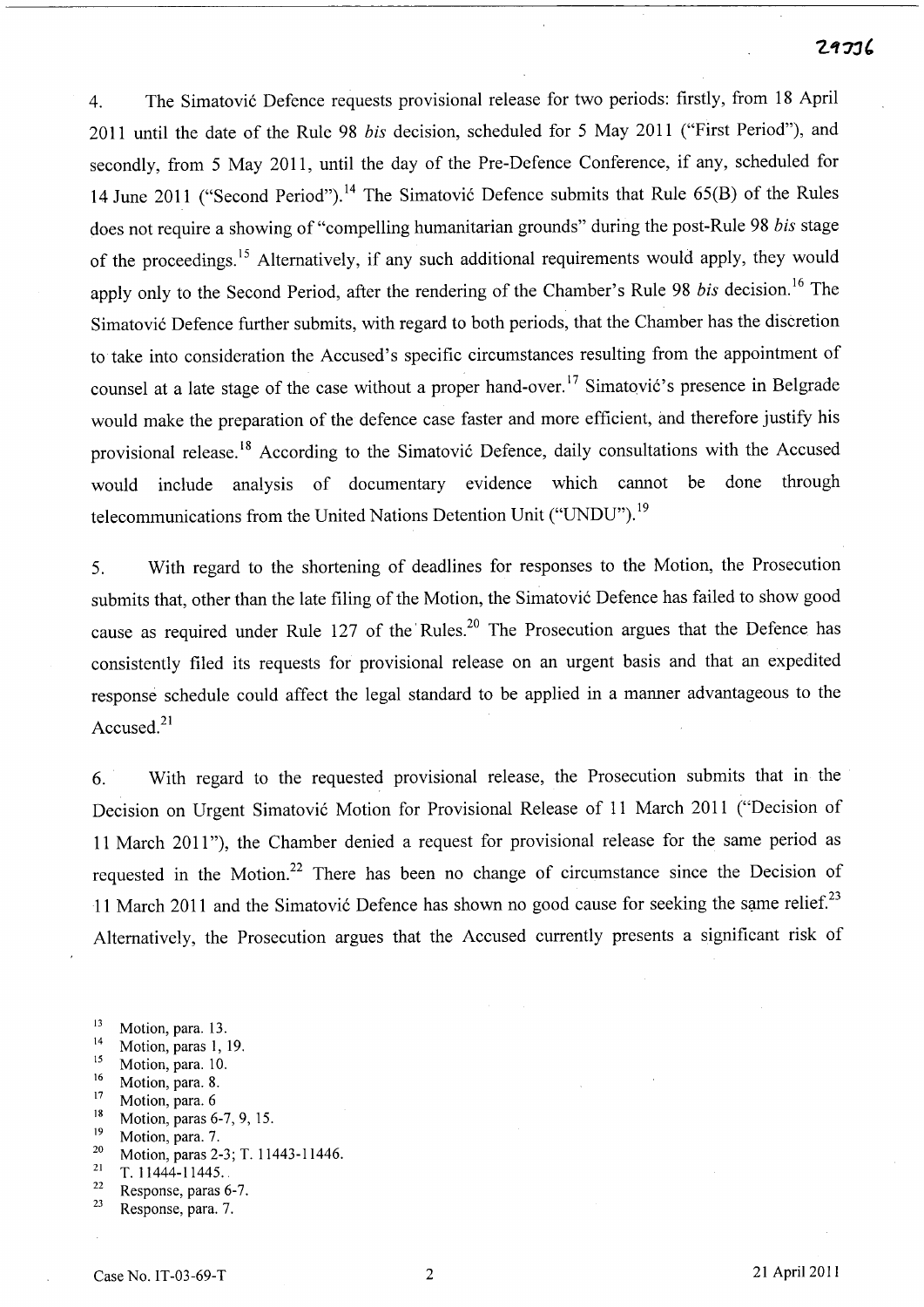4. The Simatović Defence requests provisional release for two periods: firstly, from 18 April 2011 until the date of the Rule 98 *bis* decision, scheduled for 5 May 2011 ("First Period"), and secondly, from 5 May 2011, until the day of the Pre-Defence Conference, if any, scheduled for 14 June 2011 ("Second Period").[14] The Simatović Defence submits that Rule 65(B) of the Rules does not require a showing of "compelling humanitarian grounds" during the post-Rule 98 *bis* stage of the proceedings.[15] Alternatively, if any such additional requirements would apply, they would apply only to the Second Period, after the rendering of the Chamber's Rule 98 *bis* decision.[16] The Simatović Defence further submits, with regard to both periods, that the Chamber has the discretion to take into consideration the Accused's specific circumstances resulting from the appointment of counsel at a late stage of the case without a proper hand-over.[17] Simatović's presence in Belgrade would make the preparation of the defence case faster and more efficient, and therefore justify his provisional release.[18] According to the Simatović Defence, daily consultations with the Accused would include analysis of documentary evidence which cannot be done through telecommunications from the United Nations Detention Unit ("UNDU").[19]

5. With regard to the shortening of deadlines for responses to the Motion, the Prosecution submits that, other than the late filing of the Motion, the Simatović Defence has failed to show good cause as required under Rule 127 of the Rules.[20] The Prosecution argues that the Defence has consistently filed its requests for provisional release on an urgent basis and that an expedited response schedule could affect the legal standard to be applied in a manner advantageous to the Accused.[21]

6. With regard to the requested provisional release, the Prosecution submits that in the Decision on Urgent Simatović Motion for Provisional Release of 11 March 2011 ("Decision of 11 March 2011"), the Chamber denied a request for provisional release for the same period as requested in the Motion.[22] There has been no change of circumstance since the Decision of 11 March 2011 and the Simatović Defence has shown no good cause for seeking the same relief.[23] Alternatively, the Prosecution argues that the Accused currently presents a significant risk of

---

[13] Motion, para. 13.
[14] Motion, paras 1, 19.
[15] Motion, para. 10.
[16] Motion, para. 8.
[17] Motion, para. 6
[18] Motion, paras 6-7, 9, 15.
[19] Motion, para. 7.
[20] Motion, paras 2-3; T. 11443-11446.
[21] T. 11444-11445.
[22] Response, paras 6-7.
[23] Response, para. 7.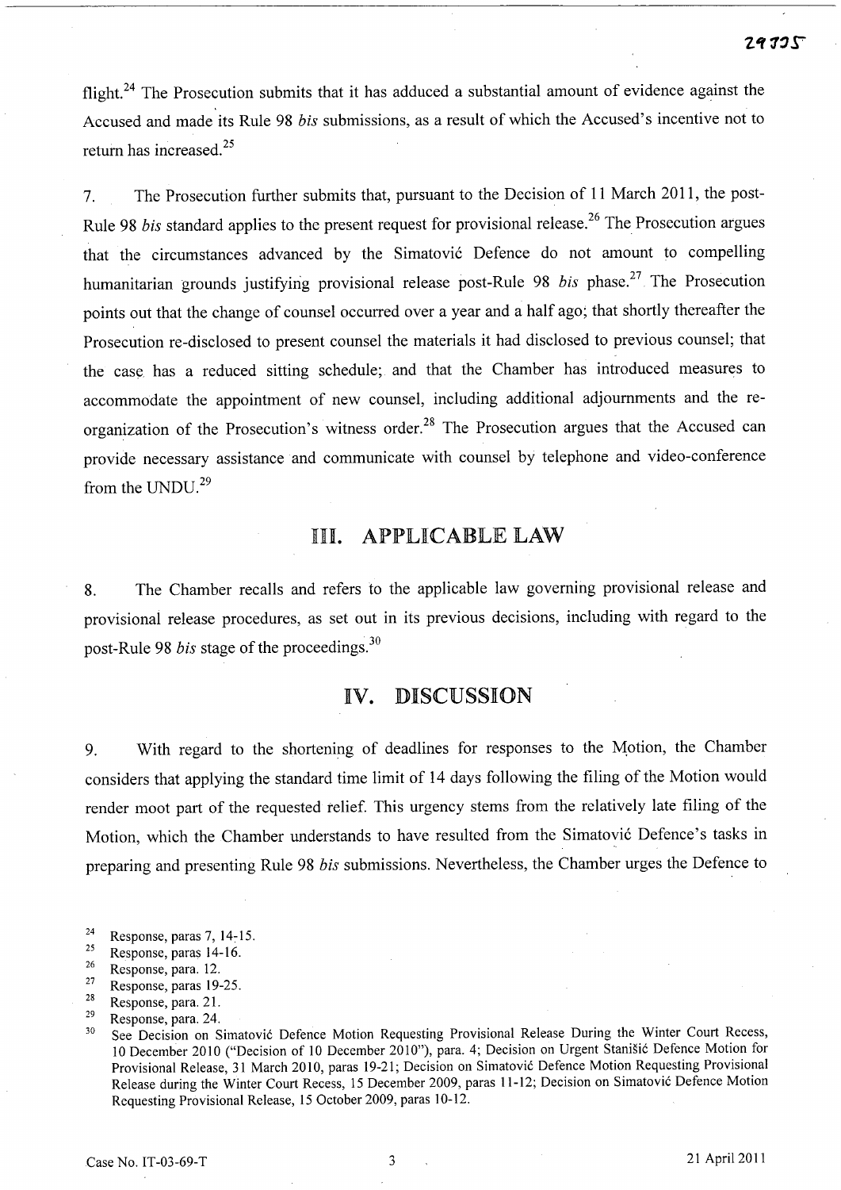flight.[24] The Prosecution submits that it has adduced a substantial amount of evidence against the Accused and made its Rule 98 *bis* submissions, as a result of which the Accused's incentive not to return has increased.[25]

7. The Prosecution further submits that, pursuant to the Decision of 11 March 2011, the post-Rule 98 *bis* standard applies to the present request for provisional release.[26] The Prosecution argues that the circumstances advanced by the Simatović Defence do not amount to compelling humanitarian grounds justifying provisional release post-Rule 98 *bis* phase.[27] The Prosecution points out that the change of counsel occurred over a year and a half ago; that shortly thereafter the Prosecution re-disclosed to present counsel the materials it had disclosed to previous counsel; that the case has a reduced sitting schedule; and that the Chamber has introduced measures to accommodate the appointment of new counsel, including additional adjournments and the re-organization of the Prosecution's witness order.[28] The Prosecution argues that the Accused can provide necessary assistance and communicate with counsel by telephone and video-conference from the UNDU.[29]

## III. APPLICABLE LAW

8. The Chamber recalls and refers to the applicable law governing provisional release and provisional release procedures, as set out in its previous decisions, including with regard to the post-Rule 98 *bis* stage of the proceedings.[30]

## IV. DISCUSSION

9. With regard to the shortening of deadlines for responses to the Motion, the Chamber considers that applying the standard time limit of 14 days following the filing of the Motion would render moot part of the requested relief. This urgency stems from the relatively late filing of the Motion, which the Chamber understands to have resulted from the Simatović Defence's tasks in preparing and presenting Rule 98 *bis* submissions. Nevertheless, the Chamber urges the Defence to

---

[24] Response, paras 7, 14-15.

[25] Response, paras 14-16.

[26] Response, para. 12.

[27] Response, paras 19-25.

[28] Response, para. 21.

[29] Response, para. 24.

[30] See Decision on Simatović Defence Motion Requesting Provisional Release During the Winter Court Recess, 10 December 2010 ("Decision of 10 December 2010"), para. 4; Decision on Urgent Stanišić Defence Motion for Provisional Release, 31 March 2010, paras 19-21; Decision on Simatović Defence Motion Requesting Provisional Release during the Winter Court Recess, 15 December 2009, paras 11-12; Decision on Simatović Defence Motion Requesting Provisional Release, 15 October 2009, paras 10-12.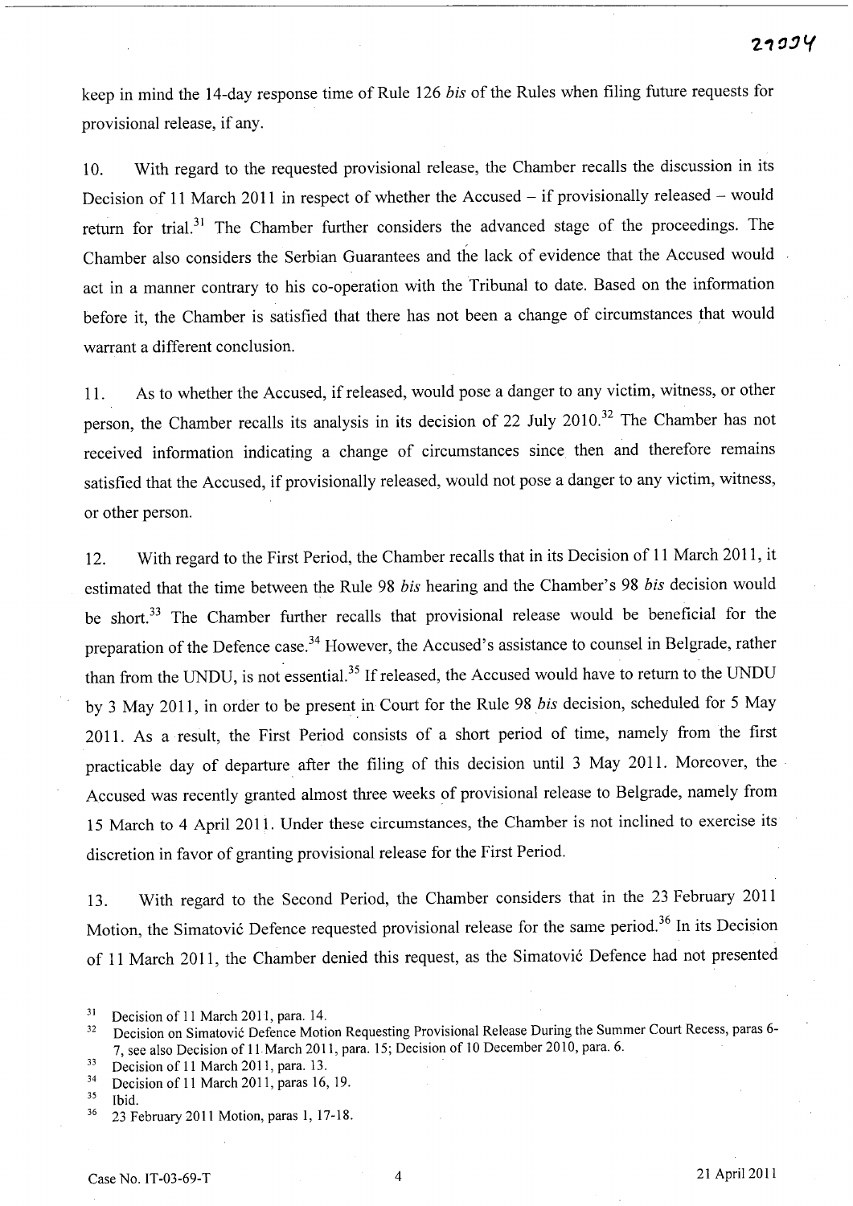keep in mind the 14-day response time of Rule 126 *bis* of the Rules when filing future requests for provisional release, if any.

10. With regard to the requested provisional release, the Chamber recalls the discussion in its Decision of 11 March 2011 in respect of whether the Accused – if provisionally released – would return for trial.[31] The Chamber further considers the advanced stage of the proceedings. The Chamber also considers the Serbian Guarantees and the lack of evidence that the Accused would act in a manner contrary to his co-operation with the Tribunal to date. Based on the information before it, the Chamber is satisfied that there has not been a change of circumstances that would warrant a different conclusion.

11. As to whether the Accused, if released, would pose a danger to any victim, witness, or other person, the Chamber recalls its analysis in its decision of 22 July 2010.[32] The Chamber has not received information indicating a change of circumstances since then and therefore remains satisfied that the Accused, if provisionally released, would not pose a danger to any victim, witness, or other person.

12. With regard to the First Period, the Chamber recalls that in its Decision of 11 March 2011, it estimated that the time between the Rule 98 *bis* hearing and the Chamber's 98 *bis* decision would be short.[33] The Chamber further recalls that provisional release would be beneficial for the preparation of the Defence case.[34] However, the Accused's assistance to counsel in Belgrade, rather than from the UNDU, is not essential.[35] If released, the Accused would have to return to the UNDU by 3 May 2011, in order to be present in Court for the Rule 98 *bis* decision, scheduled for 5 May 2011. As a result, the First Period consists of a short period of time, namely from the first practicable day of departure after the filing of this decision until 3 May 2011. Moreover, the Accused was recently granted almost three weeks of provisional release to Belgrade, namely from 15 March to 4 April 2011. Under these circumstances, the Chamber is not inclined to exercise its discretion in favor of granting provisional release for the First Period.

13. With regard to the Second Period, the Chamber considers that in the 23 February 2011 Motion, the Simatović Defence requested provisional release for the same period.[36] In its Decision of 11 March 2011, the Chamber denied this request, as the Simatović Defence had not presented

---

[31] Decision of 11 March 2011, para. 14.

[32] Decision on Simatović Defence Motion Requesting Provisional Release During the Summer Court Recess, paras 6-7, see also Decision of 11 March 2011, para. 15; Decision of 10 December 2010, para. 6.

[33] Decision of 11 March 2011, para. 13.

[34] Decision of 11 March 2011, paras 16, 19.

[35] Ibid.

[36] 23 February 2011 Motion, paras 1, 17-18.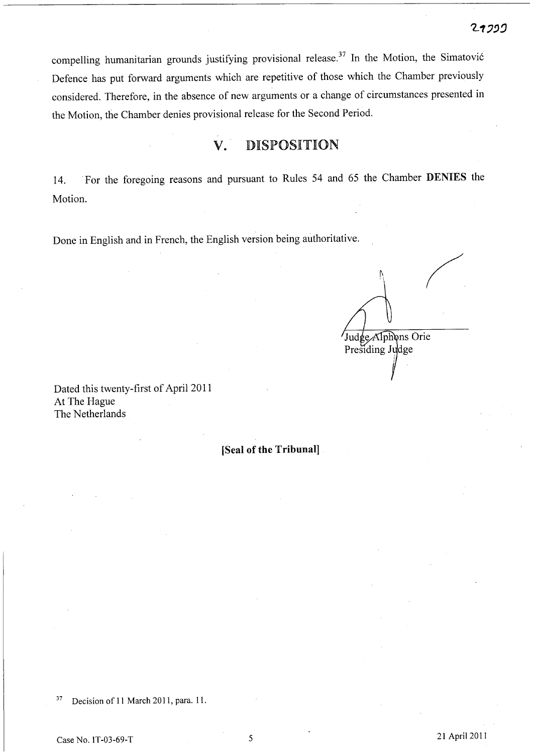compelling humanitarian grounds justifying provisional release.[37] In the Motion, the Simatović Defence has put forward arguments which are repetitive of those which the Chamber previously considered. Therefore, in the absence of new arguments or a change of circumstances presented in the Motion, the Chamber denies provisional release for the Second Period.

## V. DISPOSITION

14. For the foregoing reasons and pursuant to Rules 54 and 65 the Chamber **DENIES** the Motion.

Done in English and in French, the English version being authoritative.

Judge Alphons Orie
Presiding Judge

Dated this twenty-first of April 2011
At The Hague
The Netherlands

**[Seal of the Tribunal]**

[37] Decision of 11 March 2011, para. 11.